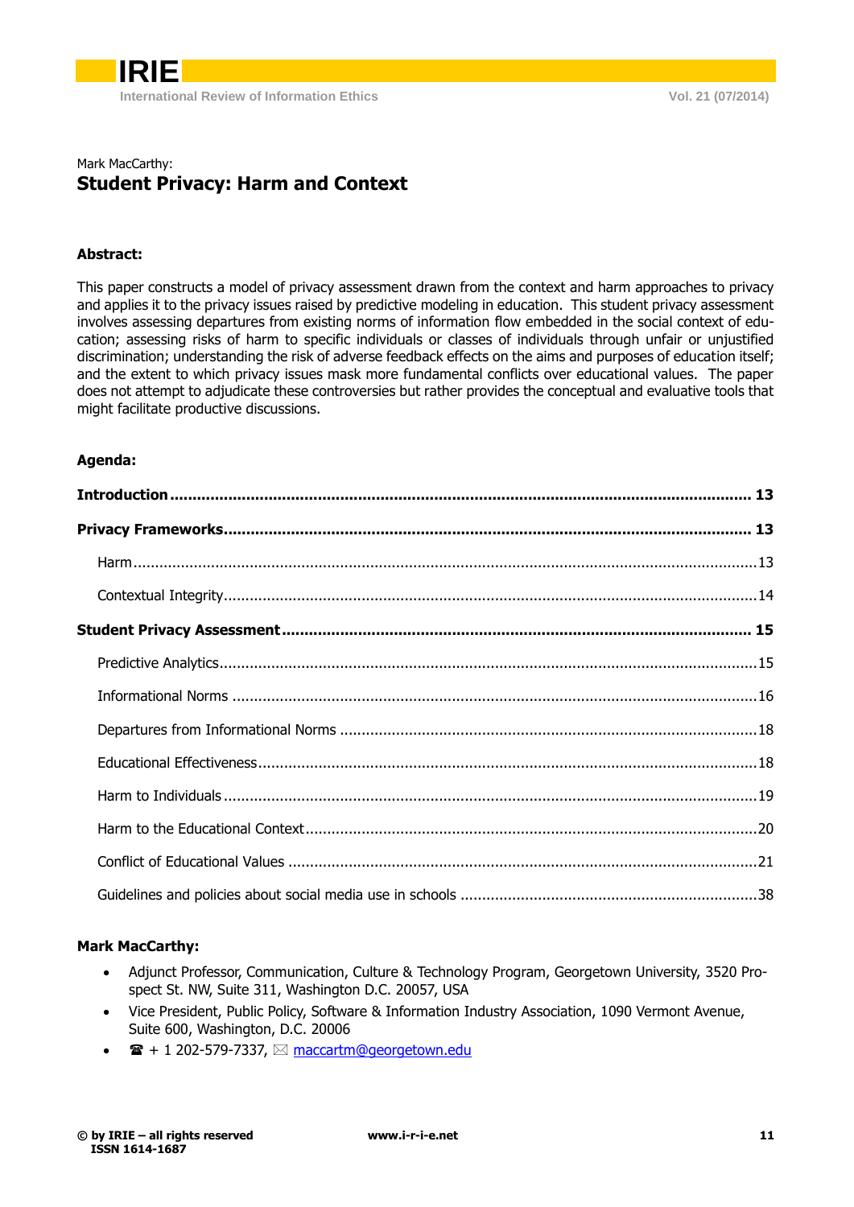Mark MacCarthy:

# Student Privacy: Harm and Context

**Abstract:**

This paper constructs a model of privacy assessment drawn from the context and harm approaches to privacy and applies it to the privacy issues raised by predictive modeling in education. This student privacy assessment involves assessing departures from existing norms of information flow embedded in the social context of education; assessing risks of harm to specific individuals or classes of individuals through unfair or unjustified discrimination; understanding the risk of adverse feedback effects on the aims and purposes of education itself; and the extent to which privacy issues mask more fundamental conflicts over educational values. The paper does not attempt to adjudicate these controversies but rather provides the conceptual and evaluative tools that might facilitate productive discussions.

**Agenda:**

**Introduction** .......... **13**

**Privacy Frameworks** .......... **13**

- Harm .......... 13
- Contextual Integrity .......... 14

**Student Privacy Assessment** .......... **15**

- Predictive Analytics .......... 15
- Informational Norms .......... 16
- Departures from Informational Norms .......... 18
- Educational Effectiveness .......... 18
- Harm to Individuals .......... 19
- Harm to the Educational Context .......... 20
- Conflict of Educational Values .......... 21
- Guidelines and policies about social media use in schools .......... 38

**Mark MacCarthy:**

- Adjunct Professor, Communication, Culture & Technology Program, Georgetown University, 3520 Prospect St. NW, Suite 311, Washington D.C. 20057, USA
- Vice President, Public Policy, Software & Information Industry Association, 1090 Vermont Avenue, Suite 600, Washington, D.C. 20006
- ☎ + 1 202-579-7337, ✉ maccartm@georgetown.edu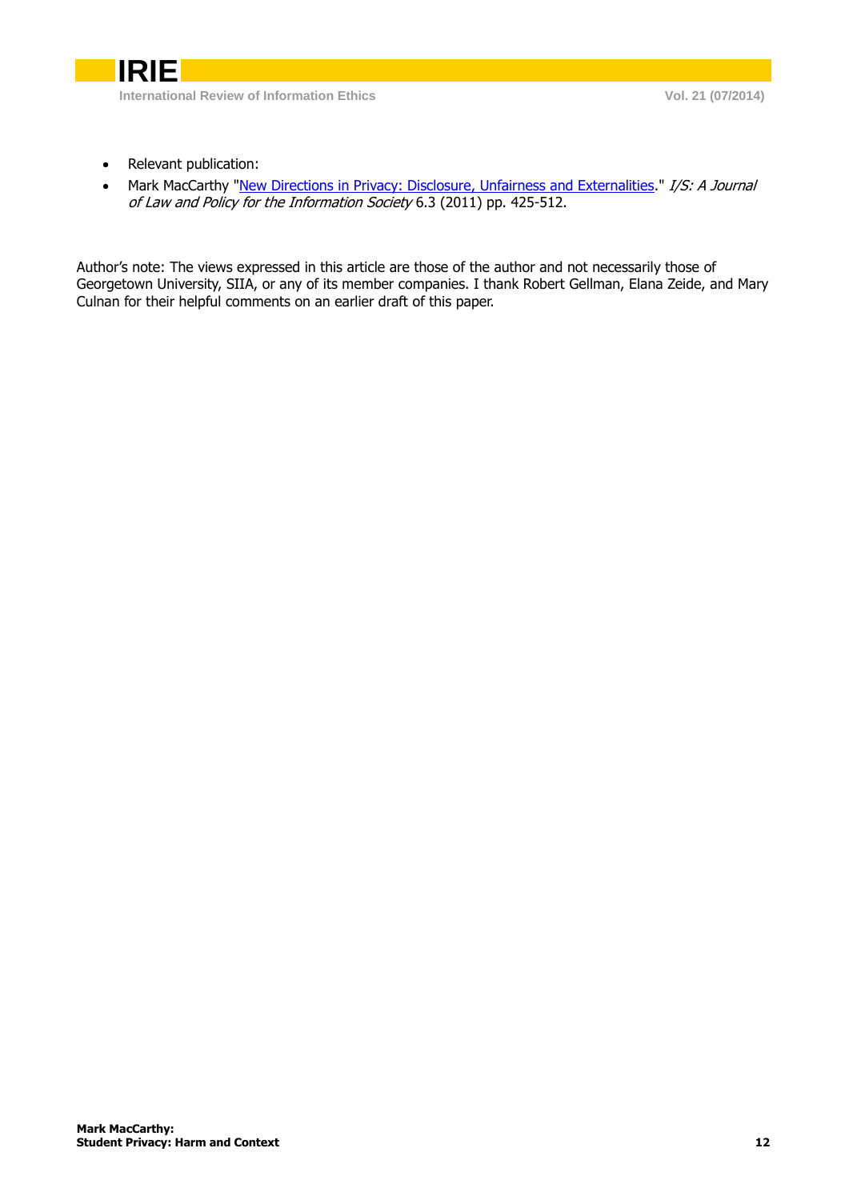- Relevant publication:
- Mark MacCarthy "[New Directions in Privacy: Disclosure, Unfairness and Externalities](#)." *I/S: A Journal of Law and Policy for the Information Society* 6.3 (2011) pp. 425-512.

Author's note: The views expressed in this article are those of the author and not necessarily those of Georgetown University, SIIA, or any of its member companies. I thank Robert Gellman, Elana Zeide, and Mary Culnan for their helpful comments on an earlier draft of this paper.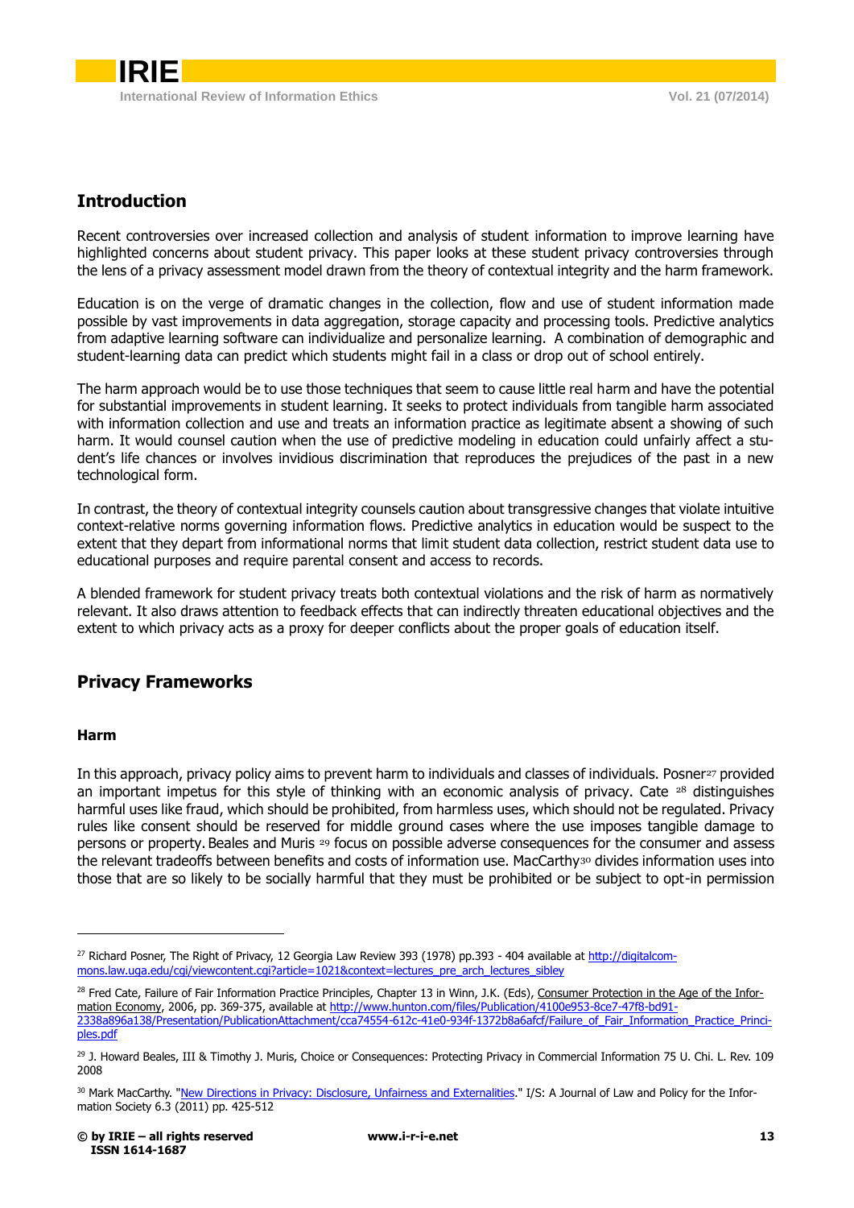## Introduction

Recent controversies over increased collection and analysis of student information to improve learning have highlighted concerns about student privacy. This paper looks at these student privacy controversies through the lens of a privacy assessment model drawn from the theory of contextual integrity and the harm framework.

Education is on the verge of dramatic changes in the collection, flow and use of student information made possible by vast improvements in data aggregation, storage capacity and processing tools. Predictive analytics from adaptive learning software can individualize and personalize learning. A combination of demographic and student-learning data can predict which students might fail in a class or drop out of school entirely.

The harm approach would be to use those techniques that seem to cause little real harm and have the potential for substantial improvements in student learning. It seeks to protect individuals from tangible harm associated with information collection and use and treats an information practice as legitimate absent a showing of such harm. It would counsel caution when the use of predictive modeling in education could unfairly affect a student's life chances or involves invidious discrimination that reproduces the prejudices of the past in a new technological form.

In contrast, the theory of contextual integrity counsels caution about transgressive changes that violate intuitive context-relative norms governing information flows. Predictive analytics in education would be suspect to the extent that they depart from informational norms that limit student data collection, restrict student data use to educational purposes and require parental consent and access to records.

A blended framework for student privacy treats both contextual violations and the risk of harm as normatively relevant. It also draws attention to feedback effects that can indirectly threaten educational objectives and the extent to which privacy acts as a proxy for deeper conflicts about the proper goals of education itself.

## Privacy Frameworks

### Harm

In this approach, privacy policy aims to prevent harm to individuals and classes of individuals. Posner[27] provided an important impetus for this style of thinking with an economic analysis of privacy. Cate [28] distinguishes harmful uses like fraud, which should be prohibited, from harmless uses, which should not be regulated. Privacy rules like consent should be reserved for middle ground cases where the use imposes tangible damage to persons or property. Beales and Muris [29] focus on possible adverse consequences for the consumer and assess the relevant tradeoffs between benefits and costs of information use. MacCarthy[30] divides information uses into those that are so likely to be socially harmful that they must be prohibited or be subject to opt-in permission

---

[27] Richard Posner, The Right of Privacy, 12 Georgia Law Review 393 (1978) pp.393 - 404 available at http://digitalcommons.law.uga.edu/cgi/viewcontent.cgi?article=1021&context=lectures_pre_arch_lectures_sibley

[28] Fred Cate, Failure of Fair Information Practice Principles, Chapter 13 in Winn, J.K. (Eds), Consumer Protection in the Age of the Information Economy, 2006, pp. 369-375, available at http://www.hunton.com/files/Publication/4100e953-8ce7-47f8-bd91-2338a896a138/Presentation/PublicationAttachment/cca74554-612c-41e0-934f-1372b8a6afcf/Failure_of_Fair_Information_Practice_Principles.pdf

[29] J. Howard Beales, III & Timothy J. Muris, Choice or Consequences: Protecting Privacy in Commercial Information 75 U. Chi. L. Rev. 109 2008

[30] Mark MacCarthy. "New Directions in Privacy: Disclosure, Unfairness and Externalities." I/S: A Journal of Law and Policy for the Information Society 6.3 (2011) pp. 425-512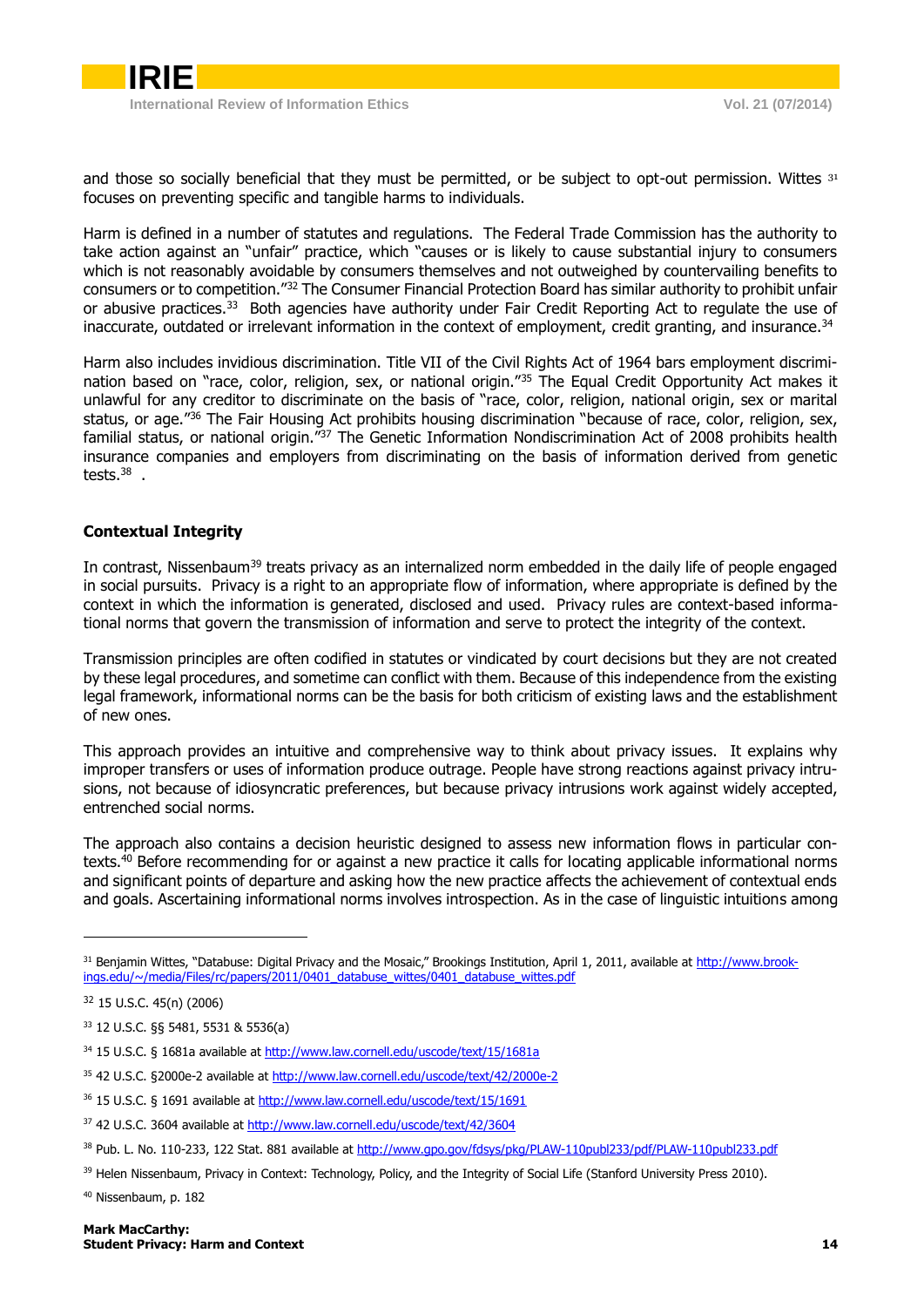and those so socially beneficial that they must be permitted, or be subject to opt-out permission. Wittes [31] focuses on preventing specific and tangible harms to individuals.

Harm is defined in a number of statutes and regulations. The Federal Trade Commission has the authority to take action against an "unfair" practice, which "causes or is likely to cause substantial injury to consumers which is not reasonably avoidable by consumers themselves and not outweighed by countervailing benefits to consumers or to competition."[32] The Consumer Financial Protection Board has similar authority to prohibit unfair or abusive practices.[33] Both agencies have authority under Fair Credit Reporting Act to regulate the use of inaccurate, outdated or irrelevant information in the context of employment, credit granting, and insurance.[34]

Harm also includes invidious discrimination. Title VII of the Civil Rights Act of 1964 bars employment discrimination based on "race, color, religion, sex, or national origin."[35] The Equal Credit Opportunity Act makes it unlawful for any creditor to discriminate on the basis of "race, color, religion, national origin, sex or marital status, or age."[36] The Fair Housing Act prohibits housing discrimination "because of race, color, religion, sex, familial status, or national origin."[37] The Genetic Information Nondiscrimination Act of 2008 prohibits health insurance companies and employers from discriminating on the basis of information derived from genetic tests.[38] .

### Contextual Integrity

In contrast, Nissenbaum[39] treats privacy as an internalized norm embedded in the daily life of people engaged in social pursuits. Privacy is a right to an appropriate flow of information, where appropriate is defined by the context in which the information is generated, disclosed and used. Privacy rules are context-based informational norms that govern the transmission of information and serve to protect the integrity of the context.

Transmission principles are often codified in statutes or vindicated by court decisions but they are not created by these legal procedures, and sometime can conflict with them. Because of this independence from the existing legal framework, informational norms can be the basis for both criticism of existing laws and the establishment of new ones.

This approach provides an intuitive and comprehensive way to think about privacy issues. It explains why improper transfers or uses of information produce outrage. People have strong reactions against privacy intrusions, not because of idiosyncratic preferences, but because privacy intrusions work against widely accepted, entrenched social norms.

The approach also contains a decision heuristic designed to assess new information flows in particular contexts.[40] Before recommending for or against a new practice it calls for locating applicable informational norms and significant points of departure and asking how the new practice affects the achievement of contextual ends and goals. Ascertaining informational norms involves introspection. As in the case of linguistic intuitions among

---

[31] Benjamin Wittes, "Databuse: Digital Privacy and the Mosaic," Brookings Institution, April 1, 2011, available at http://www.brookings.edu/~/media/Files/rc/papers/2011/0401_databuse_wittes/0401_databuse_wittes.pdf

[32] 15 U.S.C. 45(n) (2006)

[33] 12 U.S.C. §§ 5481, 5531 & 5536(a)

[34] 15 U.S.C. § 1681a available at http://www.law.cornell.edu/uscode/text/15/1681a

[35] 42 U.S.C. §2000e-2 available at http://www.law.cornell.edu/uscode/text/42/2000e-2

[36] 15 U.S.C. § 1691 available at http://www.law.cornell.edu/uscode/text/15/1691

[37] 42 U.S.C. 3604 available at http://www.law.cornell.edu/uscode/text/42/3604

[38] Pub. L. No. 110-233, 122 Stat. 881 available at http://www.gpo.gov/fdsys/pkg/PLAW-110publ233/pdf/PLAW-110publ233.pdf

[39] Helen Nissenbaum, Privacy in Context: Technology, Policy, and the Integrity of Social Life (Stanford University Press 2010).

[40] Nissenbaum, p. 182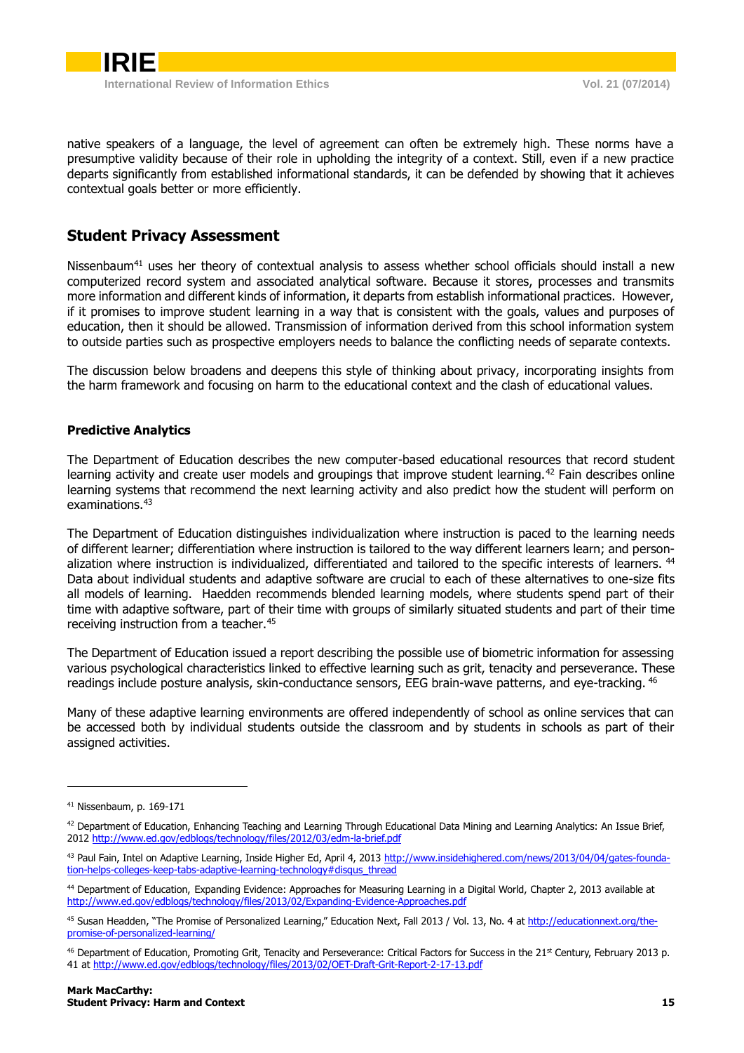native speakers of a language, the level of agreement can often be extremely high. These norms have a presumptive validity because of their role in upholding the integrity of a context. Still, even if a new practice departs significantly from established informational standards, it can be defended by showing that it achieves contextual goals better or more efficiently.

## Student Privacy Assessment

Nissenbaum[41] uses her theory of contextual analysis to assess whether school officials should install a new computerized record system and associated analytical software. Because it stores, processes and transmits more information and different kinds of information, it departs from establish informational practices. However, if it promises to improve student learning in a way that is consistent with the goals, values and purposes of education, then it should be allowed. Transmission of information derived from this school information system to outside parties such as prospective employers needs to balance the conflicting needs of separate contexts.

The discussion below broadens and deepens this style of thinking about privacy, incorporating insights from the harm framework and focusing on harm to the educational context and the clash of educational values.

### Predictive Analytics

The Department of Education describes the new computer-based educational resources that record student learning activity and create user models and groupings that improve student learning.[42] Fain describes online learning systems that recommend the next learning activity and also predict how the student will perform on examinations.[43]

The Department of Education distinguishes individualization where instruction is paced to the learning needs of different learner; differentiation where instruction is tailored to the way different learners learn; and personalization where instruction is individualized, differentiated and tailored to the specific interests of learners.[44] Data about individual students and adaptive software are crucial to each of these alternatives to one-size fits all models of learning. Haedden recommends blended learning models, where students spend part of their time with adaptive software, part of their time with groups of similarly situated students and part of their time receiving instruction from a teacher.[45]

The Department of Education issued a report describing the possible use of biometric information for assessing various psychological characteristics linked to effective learning such as grit, tenacity and perseverance. These readings include posture analysis, skin-conductance sensors, EEG brain-wave patterns, and eye-tracking.[46]

Many of these adaptive learning environments are offered independently of school as online services that can be accessed both by individual students outside the classroom and by students in schools as part of their assigned activities.

---

[41] Nissenbaum, p. 169-171

[42] Department of Education, Enhancing Teaching and Learning Through Educational Data Mining and Learning Analytics: An Issue Brief, 2012 http://www.ed.gov/edblogs/technology/files/2012/03/edm-la-brief.pdf

[43] Paul Fain, Intel on Adaptive Learning, Inside Higher Ed, April 4, 2013 http://www.insidehighered.com/news/2013/04/04/gates-foundation-helps-colleges-keep-tabs-adaptive-learning-technology#disqus_thread

[44] Department of Education, Expanding Evidence: Approaches for Measuring Learning in a Digital World, Chapter 2, 2013 available at http://www.ed.gov/edblogs/technology/files/2013/02/Expanding-Evidence-Approaches.pdf

[45] Susan Headden, "The Promise of Personalized Learning," Education Next, Fall 2013 / Vol. 13, No. 4 at http://educationnext.org/the-promise-of-personalized-learning/

[46] Department of Education, Promoting Grit, Tenacity and Perseverance: Critical Factors for Success in the 21st Century, February 2013 p. 41 at http://www.ed.gov/edblogs/technology/files/2013/02/OET-Draft-Grit-Report-2-17-13.pdf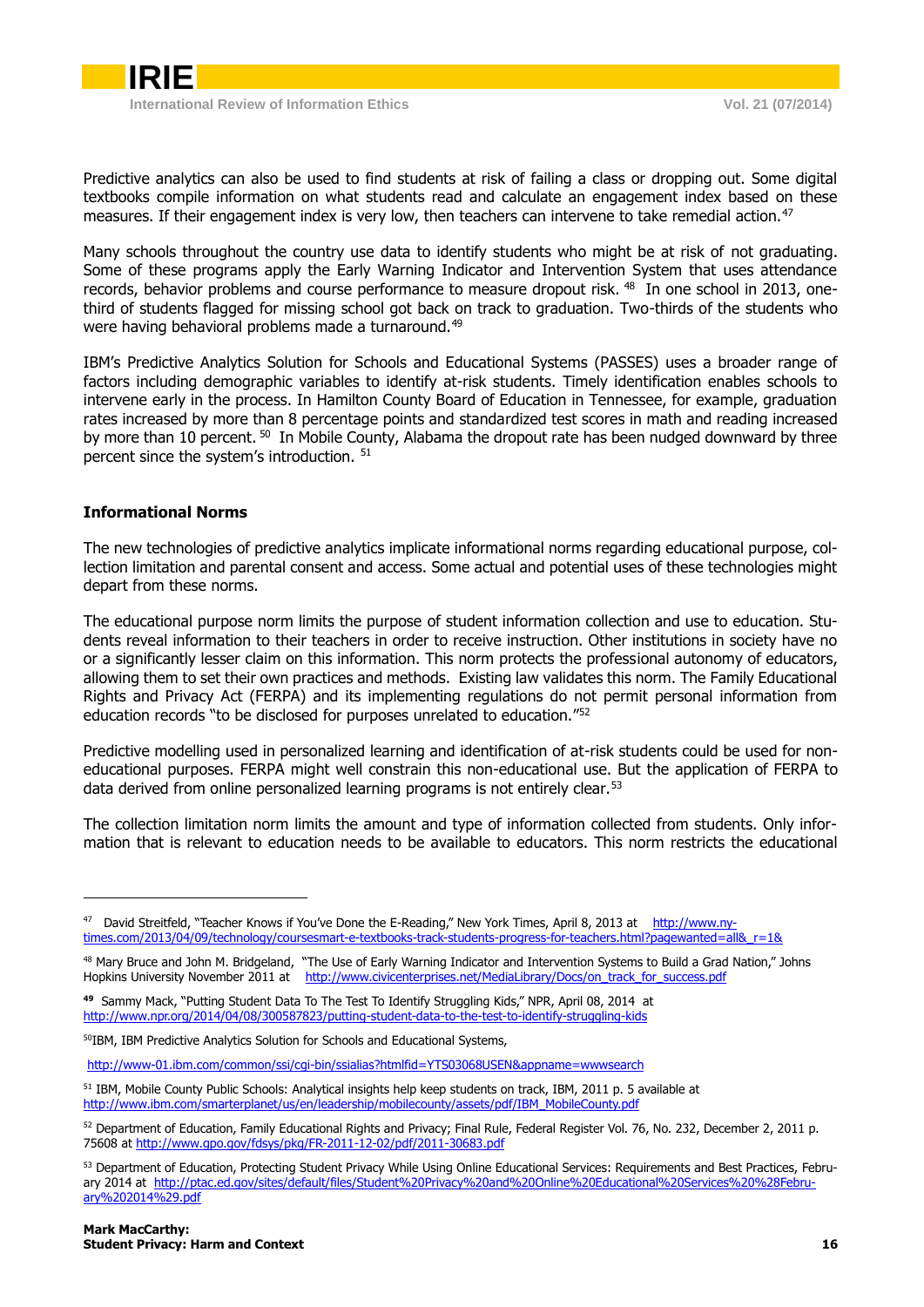Predictive analytics can also be used to find students at risk of failing a class or dropping out. Some digital textbooks compile information on what students read and calculate an engagement index based on these measures. If their engagement index is very low, then teachers can intervene to take remedial action.[47]

Many schools throughout the country use data to identify students who might be at risk of not graduating. Some of these programs apply the Early Warning Indicator and Intervention System that uses attendance records, behavior problems and course performance to measure dropout risk.[48] In one school in 2013, one-third of students flagged for missing school got back on track to graduation. Two-thirds of the students who were having behavioral problems made a turnaround.[49]

IBM's Predictive Analytics Solution for Schools and Educational Systems (PASSES) uses a broader range of factors including demographic variables to identify at-risk students. Timely identification enables schools to intervene early in the process. In Hamilton County Board of Education in Tennessee, for example, graduation rates increased by more than 8 percentage points and standardized test scores in math and reading increased by more than 10 percent.[50] In Mobile County, Alabama the dropout rate has been nudged downward by three percent since the system's introduction.[51]

### Informational Norms

The new technologies of predictive analytics implicate informational norms regarding educational purpose, collection limitation and parental consent and access. Some actual and potential uses of these technologies might depart from these norms.

The educational purpose norm limits the purpose of student information collection and use to education. Students reveal information to their teachers in order to receive instruction. Other institutions in society have no or a significantly lesser claim on this information. This norm protects the professional autonomy of educators, allowing them to set their own practices and methods. Existing law validates this norm. The Family Educational Rights and Privacy Act (FERPA) and its implementing regulations do not permit personal information from education records "to be disclosed for purposes unrelated to education."[52]

Predictive modelling used in personalized learning and identification of at-risk students could be used for non-educational purposes. FERPA might well constrain this non-educational use. But the application of FERPA to data derived from online personalized learning programs is not entirely clear.[53]

The collection limitation norm limits the amount and type of information collected from students. Only information that is relevant to education needs to be available to educators. This norm restricts the educational

---

[47] David Streitfeld, "Teacher Knows if You've Done the E-Reading," New York Times, April 8, 2013 at http://www.nytimes.com/2013/04/09/technology/coursesmart-e-textbooks-track-students-progress-for-teachers.html?pagewanted=all&_r=1&

[48] Mary Bruce and John M. Bridgeland, "The Use of Early Warning Indicator and Intervention Systems to Build a Grad Nation," Johns Hopkins University November 2011 at http://www.civicenterprises.net/MediaLibrary/Docs/on_track_for_success.pdf

[49] Sammy Mack, "Putting Student Data To The Test To Identify Struggling Kids," NPR, April 08, 2014 at http://www.npr.org/2014/04/08/300587823/putting-student-data-to-the-test-to-identify-struggling-kids

[50] IBM, IBM Predictive Analytics Solution for Schools and Educational Systems, http://www-01.ibm.com/common/ssi/cgi-bin/ssialias?htmlfid=YTS03068USEN&appname=wwwsearch

[51] IBM, Mobile County Public Schools: Analytical insights help keep students on track, IBM, 2011 p. 5 available at http://www.ibm.com/smarterplanet/us/en/leadership/mobilecounty/assets/pdf/IBM_MobileCounty.pdf

[52] Department of Education, Family Educational Rights and Privacy; Final Rule, Federal Register Vol. 76, No. 232, December 2, 2011 p. 75608 at http://www.gpo.gov/fdsys/pkg/FR-2011-12-02/pdf/2011-30683.pdf

[53] Department of Education, Protecting Student Privacy While Using Online Educational Services: Requirements and Best Practices, February 2014 at http://ptac.ed.gov/sites/default/files/Student%20Privacy%20and%20Online%20Educational%20Services%20%28February%202014%29.pdf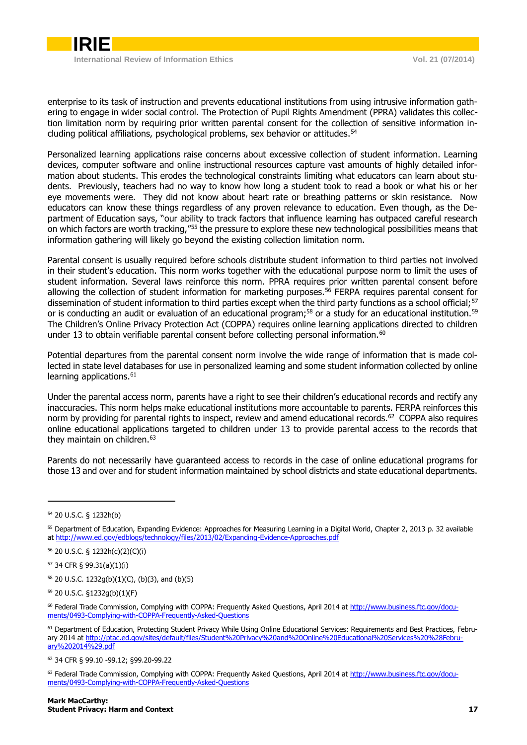enterprise to its task of instruction and prevents educational institutions from using intrusive information gathering to engage in wider social control. The Protection of Pupil Rights Amendment (PPRA) validates this collection limitation norm by requiring prior written parental consent for the collection of sensitive information including political affiliations, psychological problems, sex behavior or attitudes.[54]

Personalized learning applications raise concerns about excessive collection of student information. Learning devices, computer software and online instructional resources capture vast amounts of highly detailed information about students. This erodes the technological constraints limiting what educators can learn about students. Previously, teachers had no way to know how long a student took to read a book or what his or her eye movements were. They did not know about heart rate or breathing patterns or skin resistance. Now educators can know these things regardless of any proven relevance to education. Even though, as the Department of Education says, "our ability to track factors that influence learning has outpaced careful research on which factors are worth tracking,"[55] the pressure to explore these new technological possibilities means that information gathering will likely go beyond the existing collection limitation norm.

Parental consent is usually required before schools distribute student information to third parties not involved in their student's education. This norm works together with the educational purpose norm to limit the uses of student information. Several laws reinforce this norm. PPRA requires prior written parental consent before allowing the collection of student information for marketing purposes.[56] FERPA requires parental consent for dissemination of student information to third parties except when the third party functions as a school official;[57] or is conducting an audit or evaluation of an educational program;[58] or a study for an educational institution.[59] The Children's Online Privacy Protection Act (COPPA) requires online learning applications directed to children under 13 to obtain verifiable parental consent before collecting personal information.[60]

Potential departures from the parental consent norm involve the wide range of information that is made collected in state level databases for use in personalized learning and some student information collected by online learning applications.[61]

Under the parental access norm, parents have a right to see their children's educational records and rectify any inaccuracies. This norm helps make educational institutions more accountable to parents. FERPA reinforces this norm by providing for parental rights to inspect, review and amend educational records.[62] COPPA also requires online educational applications targeted to children under 13 to provide parental access to the records that they maintain on children.[63]

Parents do not necessarily have guaranteed access to records in the case of online educational programs for those 13 and over and for student information maintained by school districts and state educational departments.

---

[54] 20 U.S.C. § 1232h(b)

[55] Department of Education, Expanding Evidence: Approaches for Measuring Learning in a Digital World, Chapter 2, 2013 p. 32 available at http://www.ed.gov/edblogs/technology/files/2013/02/Expanding-Evidence-Approaches.pdf

[56] 20 U.S.C. § 1232h(c)(2)(C)(i)

[57] 34 CFR § 99.31(a)(1)(i)

[58] 20 U.S.C. 1232g(b)(1)(C), (b)(3), and (b)(5)

[59] 20 U.S.C. §1232g(b)(1)(F)

[60] Federal Trade Commission, Complying with COPPA: Frequently Asked Questions, April 2014 at http://www.business.ftc.gov/documents/0493-Complying-with-COPPA-Frequently-Asked-Questions

[61] Department of Education, Protecting Student Privacy While Using Online Educational Services: Requirements and Best Practices, February 2014 at http://ptac.ed.gov/sites/default/files/Student%20Privacy%20and%20Online%20Educational%20Services%20%28February%202014%29.pdf

[62] 34 CFR § 99.10 -99.12; §99.20-99.22

[63] Federal Trade Commission, Complying with COPPA: Frequently Asked Questions, April 2014 at http://www.business.ftc.gov/documents/0493-Complying-with-COPPA-Frequently-Asked-Questions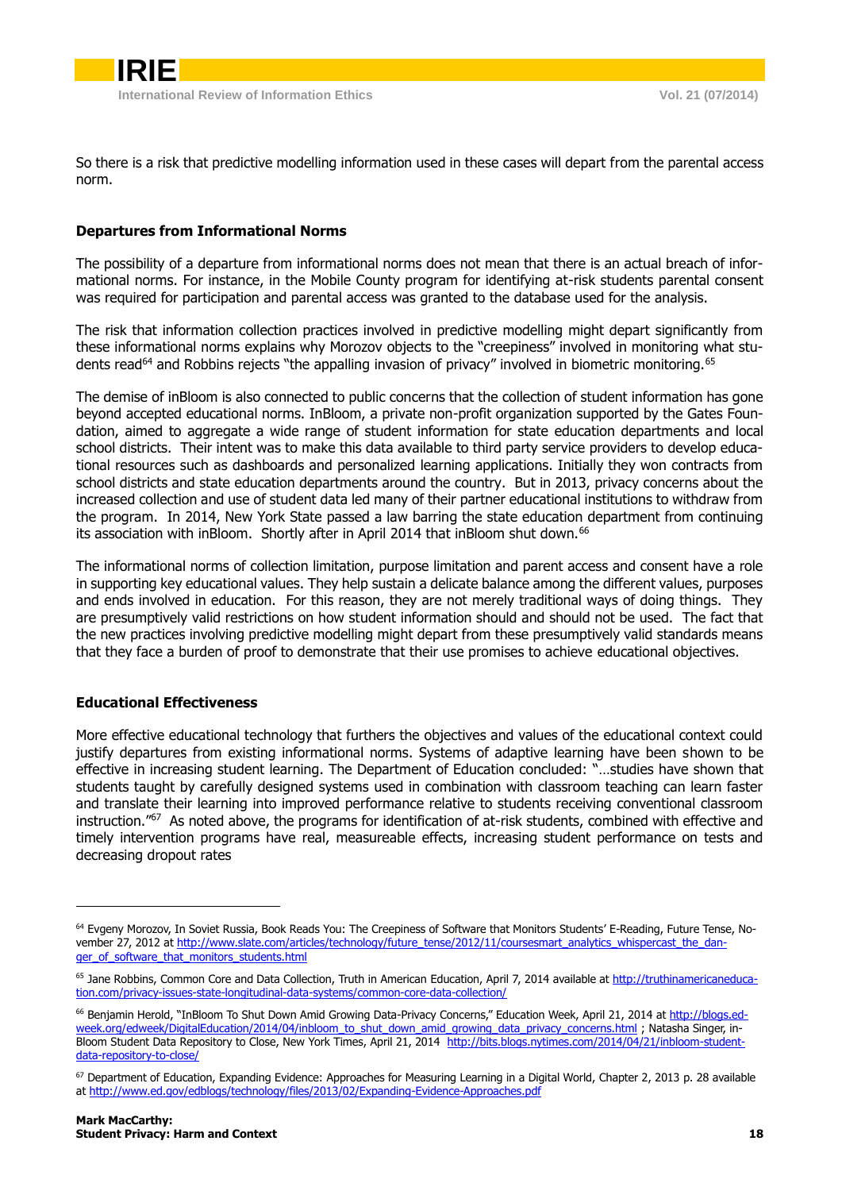So there is a risk that predictive modelling information used in these cases will depart from the parental access norm.

### Departures from Informational Norms

The possibility of a departure from informational norms does not mean that there is an actual breach of informational norms. For instance, in the Mobile County program for identifying at-risk students parental consent was required for participation and parental access was granted to the database used for the analysis.

The risk that information collection practices involved in predictive modelling might depart significantly from these informational norms explains why Morozov objects to the "creepiness" involved in monitoring what students read[64] and Robbins rejects "the appalling invasion of privacy" involved in biometric monitoring.[65]

The demise of inBloom is also connected to public concerns that the collection of student information has gone beyond accepted educational norms. InBloom, a private non-profit organization supported by the Gates Foundation, aimed to aggregate a wide range of student information for state education departments and local school districts. Their intent was to make this data available to third party service providers to develop educational resources such as dashboards and personalized learning applications. Initially they won contracts from school districts and state education departments around the country. But in 2013, privacy concerns about the increased collection and use of student data led many of their partner educational institutions to withdraw from the program. In 2014, New York State passed a law barring the state education department from continuing its association with inBloom. Shortly after in April 2014 that inBloom shut down.[66]

The informational norms of collection limitation, purpose limitation and parent access and consent have a role in supporting key educational values. They help sustain a delicate balance among the different values, purposes and ends involved in education. For this reason, they are not merely traditional ways of doing things. They are presumptively valid restrictions on how student information should and should not be used. The fact that the new practices involving predictive modelling might depart from these presumptively valid standards means that they face a burden of proof to demonstrate that their use promises to achieve educational objectives.

### Educational Effectiveness

More effective educational technology that furthers the objectives and values of the educational context could justify departures from existing informational norms. Systems of adaptive learning have been shown to be effective in increasing student learning. The Department of Education concluded: "…studies have shown that students taught by carefully designed systems used in combination with classroom teaching can learn faster and translate their learning into improved performance relative to students receiving conventional classroom instruction."[67] As noted above, the programs for identification of at-risk students, combined with effective and timely intervention programs have real, measureable effects, increasing student performance on tests and decreasing dropout rates

---

[64] Evgeny Morozov, In Soviet Russia, Book Reads You: The Creepiness of Software that Monitors Students' E-Reading, Future Tense, November 27, 2012 at http://www.slate.com/articles/technology/future_tense/2012/11/coursesmart_analytics_whispercast_the_danger_of_software_that_monitors_students.html

[65] Jane Robbins, Common Core and Data Collection, Truth in American Education, April 7, 2014 available at http://truthinamericaneducation.com/privacy-issues-state-longitudinal-data-systems/common-core-data-collection/

[66] Benjamin Herold, "InBloom To Shut Down Amid Growing Data-Privacy Concerns," Education Week, April 21, 2014 at http://blogs.edweek.org/edweek/DigitalEducation/2014/04/inbloom_to_shut_down_amid_growing_data_privacy_concerns.html ; Natasha Singer, inBloom Student Data Repository to Close, New York Times, April 21, 2014 http://bits.blogs.nytimes.com/2014/04/21/inbloom-student-data-repository-to-close/

[67] Department of Education, Expanding Evidence: Approaches for Measuring Learning in a Digital World, Chapter 2, 2013 p. 28 available at http://www.ed.gov/edblogs/technology/files/2013/02/Expanding-Evidence-Approaches.pdf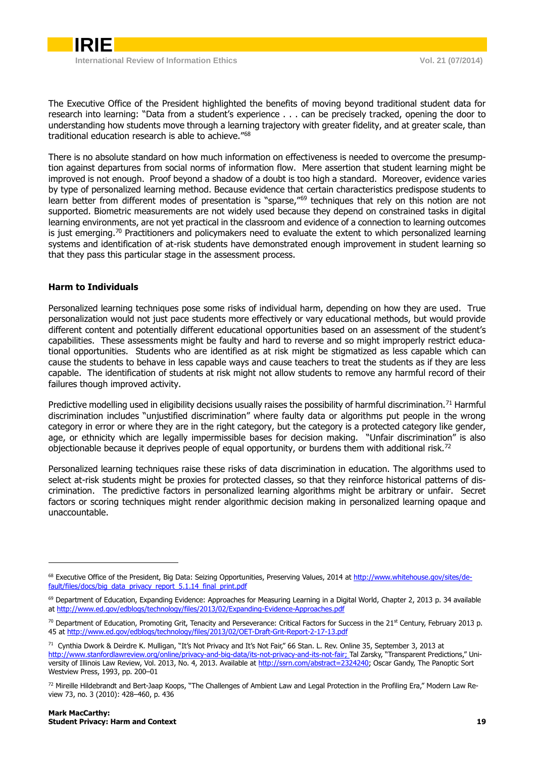The Executive Office of the President highlighted the benefits of moving beyond traditional student data for research into learning: "Data from a student's experience . . . can be precisely tracked, opening the door to understanding how students move through a learning trajectory with greater fidelity, and at greater scale, than traditional education research is able to achieve."[68]

There is no absolute standard on how much information on effectiveness is needed to overcome the presumption against departures from social norms of information flow. Mere assertion that student learning might be improved is not enough. Proof beyond a shadow of a doubt is too high a standard. Moreover, evidence varies by type of personalized learning method. Because evidence that certain characteristics predispose students to learn better from different modes of presentation is "sparse,"[69] techniques that rely on this notion are not supported. Biometric measurements are not widely used because they depend on constrained tasks in digital learning environments, are not yet practical in the classroom and evidence of a connection to learning outcomes is just emerging.[70] Practitioners and policymakers need to evaluate the extent to which personalized learning systems and identification of at-risk students have demonstrated enough improvement in student learning so that they pass this particular stage in the assessment process.

### Harm to Individuals

Personalized learning techniques pose some risks of individual harm, depending on how they are used. True personalization would not just pace students more effectively or vary educational methods, but would provide different content and potentially different educational opportunities based on an assessment of the student's capabilities. These assessments might be faulty and hard to reverse and so might improperly restrict educational opportunities. Students who are identified as at risk might be stigmatized as less capable which can cause the students to behave in less capable ways and cause teachers to treat the students as if they are less capable. The identification of students at risk might not allow students to remove any harmful record of their failures though improved activity.

Predictive modelling used in eligibility decisions usually raises the possibility of harmful discrimination.[71] Harmful discrimination includes "unjustified discrimination" where faulty data or algorithms put people in the wrong category in error or where they are in the right category, but the category is a protected category like gender, age, or ethnicity which are legally impermissible bases for decision making. "Unfair discrimination" is also objectionable because it deprives people of equal opportunity, or burdens them with additional risk.[72]

Personalized learning techniques raise these risks of data discrimination in education. The algorithms used to select at-risk students might be proxies for protected classes, so that they reinforce historical patterns of discrimination. The predictive factors in personalized learning algorithms might be arbitrary or unfair. Secret factors or scoring techniques might render algorithmic decision making in personalized learning opaque and unaccountable.

---

[68] Executive Office of the President, Big Data: Seizing Opportunities, Preserving Values, 2014 at http://www.whitehouse.gov/sites/default/files/docs/big_data_privacy_report_5.1.14_final_print.pdf

[69] Department of Education, Expanding Evidence: Approaches for Measuring Learning in a Digital World, Chapter 2, 2013 p. 34 available at http://www.ed.gov/edblogs/technology/files/2013/02/Expanding-Evidence-Approaches.pdf

[70] Department of Education, Promoting Grit, Tenacity and Perseverance: Critical Factors for Success in the 21st Century, February 2013 p. 45 at http://www.ed.gov/edblogs/technology/files/2013/02/OET-Draft-Grit-Report-2-17-13.pdf

[71] Cynthia Dwork & Deirdre K. Mulligan, "It's Not Privacy and It's Not Fair," 66 Stan. L. Rev. Online 35, September 3, 2013 at http://www.stanfordlawreview.org/online/privacy-and-big-data/its-not-privacy-and-its-not-fair; Tal Zarsky, "Transparent Predictions," University of Illinois Law Review, Vol. 2013, No. 4, 2013. Available at http://ssrn.com/abstract=2324240; Oscar Gandy, The Panoptic Sort Westview Press, 1993, pp. 200–01

[72] Mireille Hildebrandt and Bert-Jaap Koops, "The Challenges of Ambient Law and Legal Protection in the Profiling Era," Modern Law Review 73, no. 3 (2010): 428–460, p. 436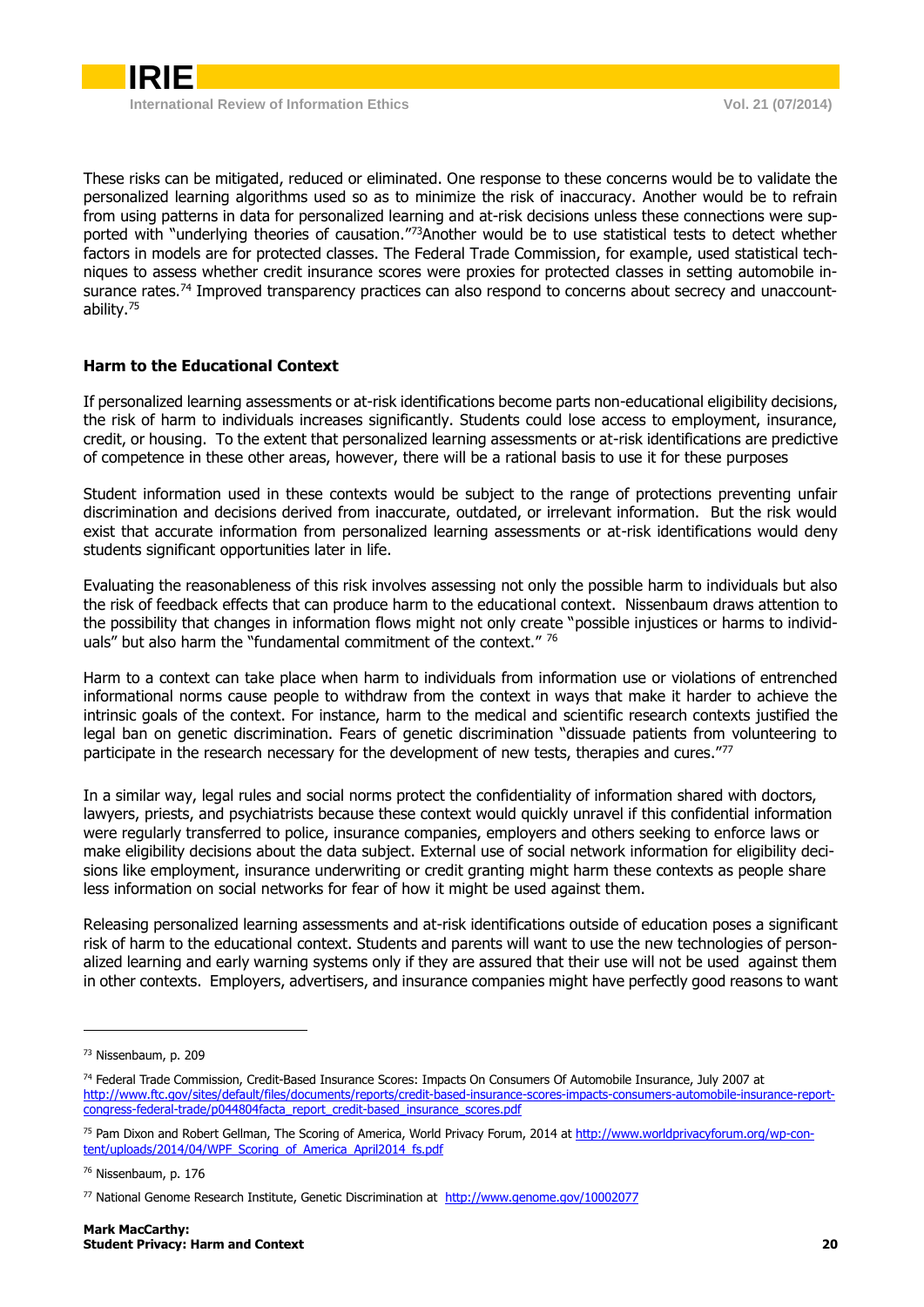These risks can be mitigated, reduced or eliminated. One response to these concerns would be to validate the personalized learning algorithms used so as to minimize the risk of inaccuracy. Another would be to refrain from using patterns in data for personalized learning and at-risk decisions unless these connections were supported with "underlying theories of causation."[73]Another would be to use statistical tests to detect whether factors in models are for protected classes. The Federal Trade Commission, for example, used statistical techniques to assess whether credit insurance scores were proxies for protected classes in setting automobile insurance rates.[74] Improved transparency practices can also respond to concerns about secrecy and unaccountability.[75]

### Harm to the Educational Context

If personalized learning assessments or at-risk identifications become parts non-educational eligibility decisions, the risk of harm to individuals increases significantly. Students could lose access to employment, insurance, credit, or housing. To the extent that personalized learning assessments or at-risk identifications are predictive of competence in these other areas, however, there will be a rational basis to use it for these purposes

Student information used in these contexts would be subject to the range of protections preventing unfair discrimination and decisions derived from inaccurate, outdated, or irrelevant information. But the risk would exist that accurate information from personalized learning assessments or at-risk identifications would deny students significant opportunities later in life.

Evaluating the reasonableness of this risk involves assessing not only the possible harm to individuals but also the risk of feedback effects that can produce harm to the educational context. Nissenbaum draws attention to the possibility that changes in information flows might not only create "possible injustices or harms to individuals" but also harm the "fundamental commitment of the context." [76]

Harm to a context can take place when harm to individuals from information use or violations of entrenched informational norms cause people to withdraw from the context in ways that make it harder to achieve the intrinsic goals of the context. For instance, harm to the medical and scientific research contexts justified the legal ban on genetic discrimination. Fears of genetic discrimination "dissuade patients from volunteering to participate in the research necessary for the development of new tests, therapies and cures."[77]

In a similar way, legal rules and social norms protect the confidentiality of information shared with doctors, lawyers, priests, and psychiatrists because these context would quickly unravel if this confidential information were regularly transferred to police, insurance companies, employers and others seeking to enforce laws or make eligibility decisions about the data subject. External use of social network information for eligibility decisions like employment, insurance underwriting or credit granting might harm these contexts as people share less information on social networks for fear of how it might be used against them.

Releasing personalized learning assessments and at-risk identifications outside of education poses a significant risk of harm to the educational context. Students and parents will want to use the new technologies of personalized learning and early warning systems only if they are assured that their use will not be used against them in other contexts. Employers, advertisers, and insurance companies might have perfectly good reasons to want

---

[73] Nissenbaum, p. 209

[74] Federal Trade Commission, Credit-Based Insurance Scores: Impacts On Consumers Of Automobile Insurance, July 2007 at http://www.ftc.gov/sites/default/files/documents/reports/credit-based-insurance-scores-impacts-consumers-automobile-insurance-report-congress-federal-trade/p044804facta_report_credit-based_insurance_scores.pdf

[75] Pam Dixon and Robert Gellman, The Scoring of America, World Privacy Forum, 2014 at http://www.worldprivacyforum.org/wp-content/uploads/2014/04/WPF_Scoring_of_America_April2014_fs.pdf

[76] Nissenbaum, p. 176

[77] National Genome Research Institute, Genetic Discrimination at http://www.genome.gov/10002077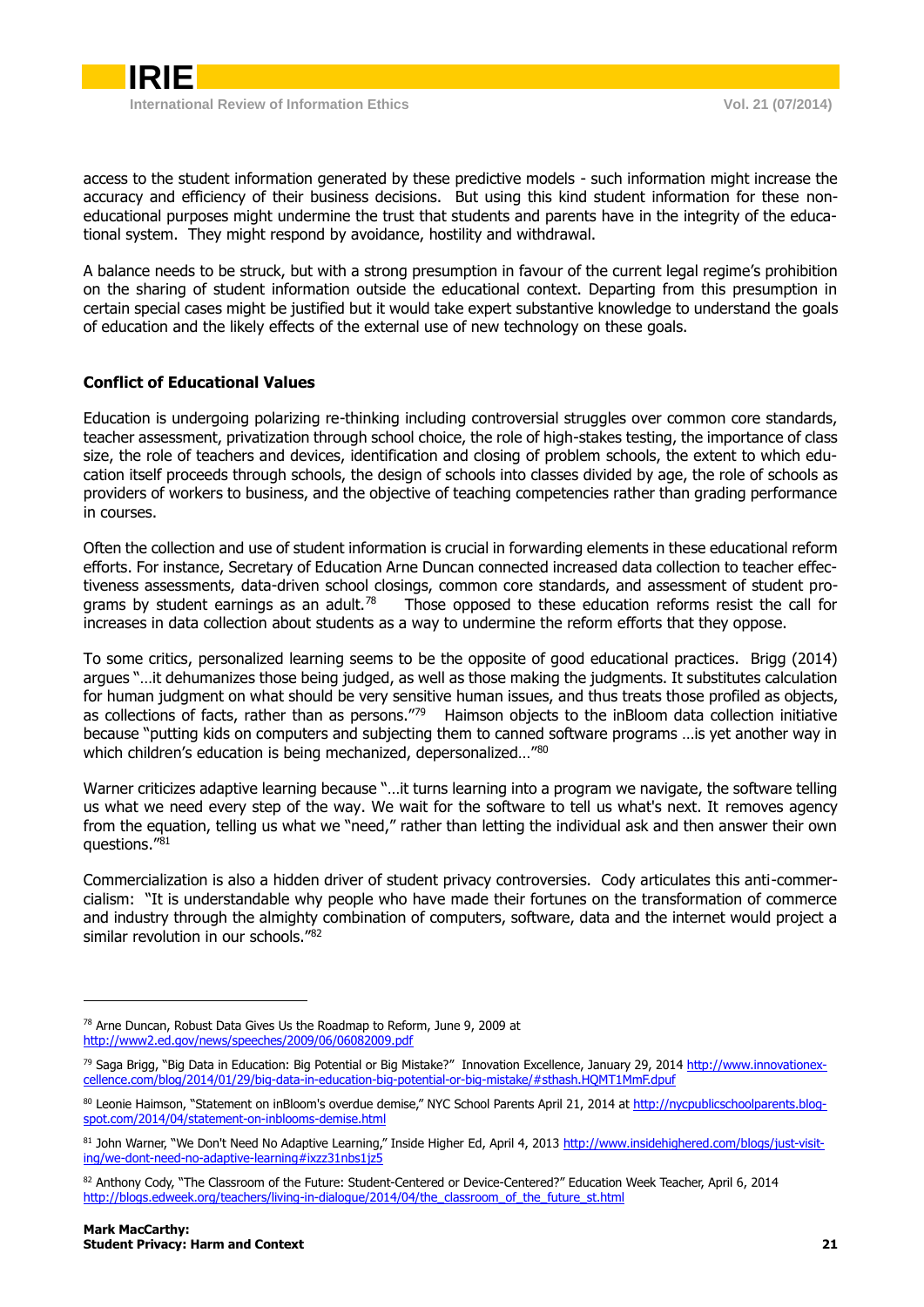access to the student information generated by these predictive models - such information might increase the accuracy and efficiency of their business decisions. But using this kind student information for these non-educational purposes might undermine the trust that students and parents have in the integrity of the educational system. They might respond by avoidance, hostility and withdrawal.

A balance needs to be struck, but with a strong presumption in favour of the current legal regime's prohibition on the sharing of student information outside the educational context. Departing from this presumption in certain special cases might be justified but it would take expert substantive knowledge to understand the goals of education and the likely effects of the external use of new technology on these goals.

### Conflict of Educational Values

Education is undergoing polarizing re-thinking including controversial struggles over common core standards, teacher assessment, privatization through school choice, the role of high-stakes testing, the importance of class size, the role of teachers and devices, identification and closing of problem schools, the extent to which education itself proceeds through schools, the design of schools into classes divided by age, the role of schools as providers of workers to business, and the objective of teaching competencies rather than grading performance in courses.

Often the collection and use of student information is crucial in forwarding elements in these educational reform efforts. For instance, Secretary of Education Arne Duncan connected increased data collection to teacher effectiveness assessments, data-driven school closings, common core standards, and assessment of student programs by student earnings as an adult.[78] Those opposed to these education reforms resist the call for increases in data collection about students as a way to undermine the reform efforts that they oppose.

To some critics, personalized learning seems to be the opposite of good educational practices. Brigg (2014) argues "…it dehumanizes those being judged, as well as those making the judgments. It substitutes calculation for human judgment on what should be very sensitive human issues, and thus treats those profiled as objects, as collections of facts, rather than as persons."[79] Haimson objects to the inBloom data collection initiative because "putting kids on computers and subjecting them to canned software programs …is yet another way in which children's education is being mechanized, depersonalized…"[80]

Warner criticizes adaptive learning because "…it turns learning into a program we navigate, the software telling us what we need every step of the way. We wait for the software to tell us what's next. It removes agency from the equation, telling us what we "need," rather than letting the individual ask and then answer their own questions."[81]

Commercialization is also a hidden driver of student privacy controversies. Cody articulates this anti-commercialism: "It is understandable why people who have made their fortunes on the transformation of commerce and industry through the almighty combination of computers, software, data and the internet would project a similar revolution in our schools."[82]

---

[78] Arne Duncan, Robust Data Gives Us the Roadmap to Reform, June 9, 2009 at http://www2.ed.gov/news/speeches/2009/06/06082009.pdf

[79] Saga Brigg, "Big Data in Education: Big Potential or Big Mistake?" Innovation Excellence, January 29, 2014 http://www.innovationexcellence.com/blog/2014/01/29/big-data-in-education-big-potential-or-big-mistake/#sthash.HQMT1MmF.dpuf

[80] Leonie Haimson, "Statement on inBloom's overdue demise," NYC School Parents April 21, 2014 at http://nycpublicschoolparents.blogspot.com/2014/04/statement-on-inblooms-demise.html

[81] John Warner, "We Don't Need No Adaptive Learning," Inside Higher Ed, April 4, 2013 http://www.insidehighered.com/blogs/just-visiting/we-dont-need-no-adaptive-learning#ixzz31nbs1jz5

[82] Anthony Cody, "The Classroom of the Future: Student-Centered or Device-Centered?" Education Week Teacher, April 6, 2014 http://blogs.edweek.org/teachers/living-in-dialogue/2014/04/the_classroom_of_the_future_st.html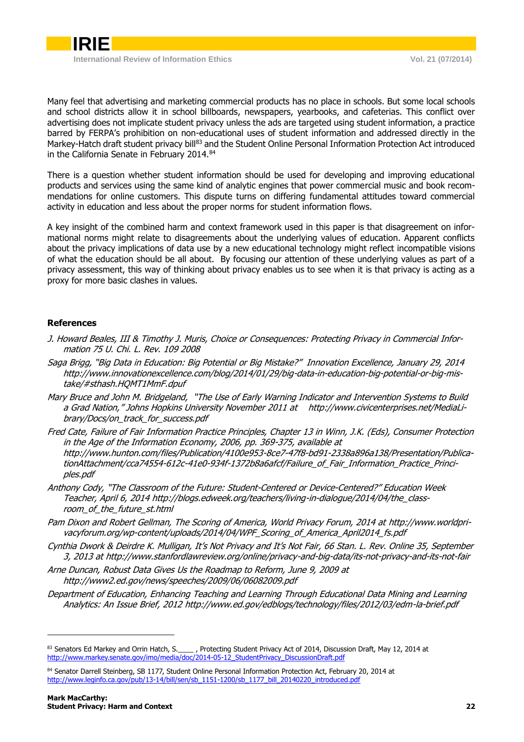Many feel that advertising and marketing commercial products has no place in schools. But some local schools and school districts allow it in school billboards, newspapers, yearbooks, and cafeterias. This conflict over advertising does not implicate student privacy unless the ads are targeted using student information, a practice barred by FERPA's prohibition on non-educational uses of student information and addressed directly in the Markey-Hatch draft student privacy bill[83] and the Student Online Personal Information Protection Act introduced in the California Senate in February 2014.[84]

There is a question whether student information should be used for developing and improving educational products and services using the same kind of analytic engines that power commercial music and book recommendations for online customers. This dispute turns on differing fundamental attitudes toward commercial activity in education and less about the proper norms for student information flows.

A key insight of the combined harm and context framework used in this paper is that disagreement on informational norms might relate to disagreements about the underlying values of education. Apparent conflicts about the privacy implications of data use by a new educational technology might reflect incompatible visions of what the education should be all about. By focusing our attention of these underlying values as part of a privacy assessment, this way of thinking about privacy enables us to see when it is that privacy is acting as a proxy for more basic clashes in values.

## References

*J. Howard Beales, III & Timothy J. Muris, Choice or Consequences: Protecting Privacy in Commercial Information 75 U. Chi. L. Rev. 109 2008*

*Saga Brigg, "Big Data in Education: Big Potential or Big Mistake?" Innovation Excellence, January 29, 2014 http://www.innovationexcellence.com/blog/2014/01/29/big-data-in-education-big-potential-or-big-mistake/#sthash.HQMT1MmF.dpuf*

*Mary Bruce and John M. Bridgeland, "The Use of Early Warning Indicator and Intervention Systems to Build a Grad Nation," Johns Hopkins University November 2011 at http://www.civicenterprises.net/MediaLibrary/Docs/on_track_for_success.pdf*

*Fred Cate, Failure of Fair Information Practice Principles, Chapter 13 in Winn, J.K. (Eds), Consumer Protection in the Age of the Information Economy, 2006, pp. 369-375, available at http://www.hunton.com/files/Publication/4100e953-8ce7-47f8-bd91-2338a896a138/Presentation/PublicationAttachment/cca74554-612c-41e0-934f-1372b8a6afcf/Failure_of_Fair_Information_Practice_Principles.pdf*

*Anthony Cody, "The Classroom of the Future: Student-Centered or Device-Centered?" Education Week Teacher, April 6, 2014 http://blogs.edweek.org/teachers/living-in-dialogue/2014/04/the_classroom_of_the_future_st.html*

*Pam Dixon and Robert Gellman, The Scoring of America, World Privacy Forum, 2014 at http://www.worldprivacyforum.org/wp-content/uploads/2014/04/WPF_Scoring_of_America_April2014_fs.pdf*

*Cynthia Dwork & Deirdre K. Mulligan, It's Not Privacy and It's Not Fair, 66 Stan. L. Rev. Online 35, September 3, 2013 at http://www.stanfordlawreview.org/online/privacy-and-big-data/its-not-privacy-and-its-not-fair*

*Arne Duncan, Robust Data Gives Us the Roadmap to Reform, June 9, 2009 at http://www2.ed.gov/news/speeches/2009/06/06082009.pdf*

*Department of Education, Enhancing Teaching and Learning Through Educational Data Mining and Learning Analytics: An Issue Brief, 2012 http://www.ed.gov/edblogs/technology/files/2012/03/edm-la-brief.pdf*

---

[83] Senators Ed Markey and Orrin Hatch, S.____ , Protecting Student Privacy Act of 2014, Discussion Draft, May 12, 2014 at http://www.markey.senate.gov/imo/media/doc/2014-05-12_StudentPrivacy_DiscussionDraft.pdf

[84] Senator Darrell Steinberg, SB 1177, Student Online Personal Information Protection Act, February 20, 2014 at http://www.leginfo.ca.gov/pub/13-14/bill/sen/sb_1151-1200/sb_1177_bill_20140220_introduced.pdf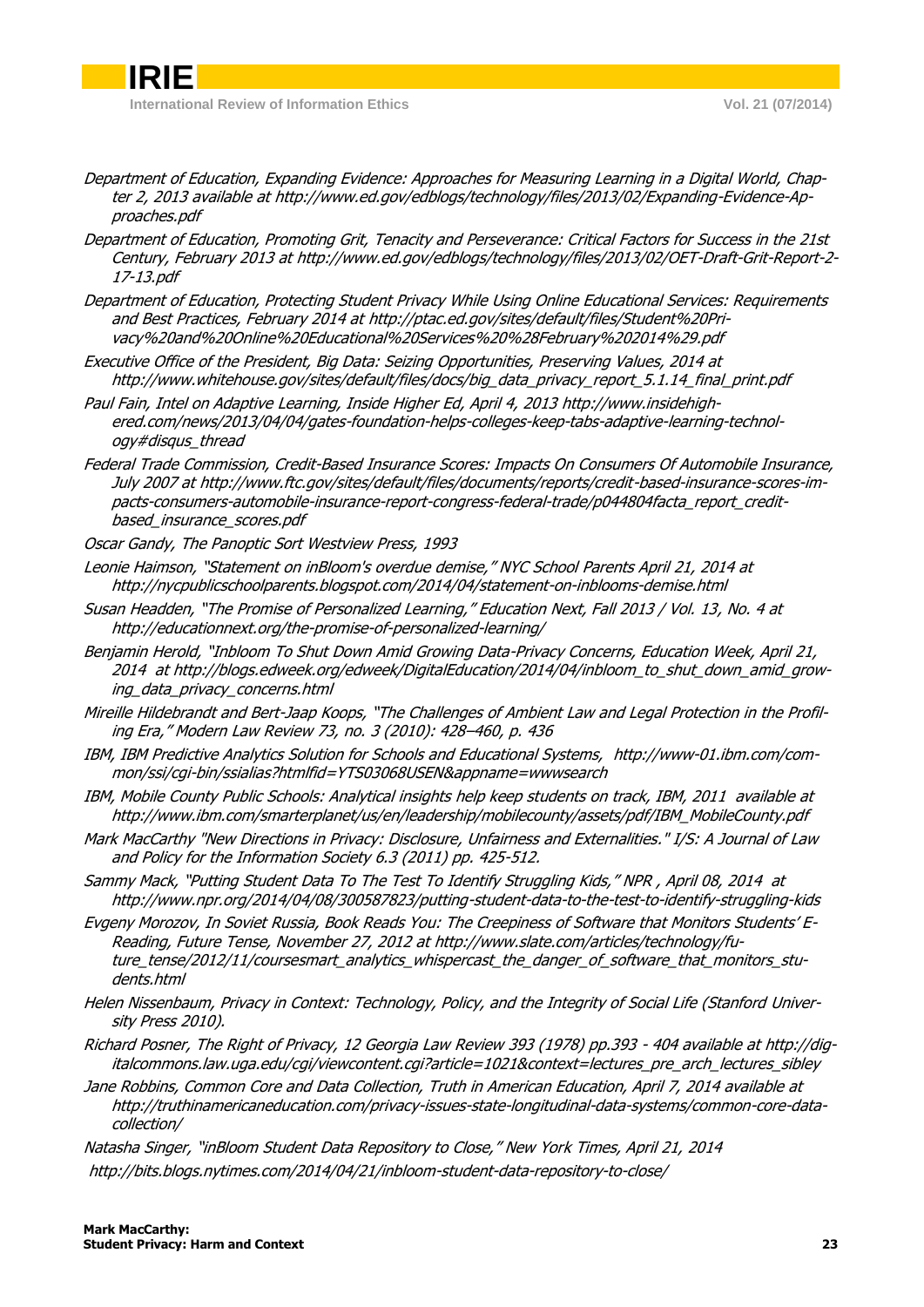*Department of Education, Expanding Evidence: Approaches for Measuring Learning in a Digital World, Chapter 2, 2013 available at http://www.ed.gov/edblogs/technology/files/2013/02/Expanding-Evidence-Approaches.pdf*

*Department of Education, Promoting Grit, Tenacity and Perseverance: Critical Factors for Success in the 21st Century, February 2013 at http://www.ed.gov/edblogs/technology/files/2013/02/OET-Draft-Grit-Report-2-17-13.pdf*

*Department of Education, Protecting Student Privacy While Using Online Educational Services: Requirements and Best Practices, February 2014 at http://ptac.ed.gov/sites/default/files/Student%20Privacy%20and%20Online%20Educational%20Services%20%28February%202014%29.pdf*

*Executive Office of the President, Big Data: Seizing Opportunities, Preserving Values, 2014 at http://www.whitehouse.gov/sites/default/files/docs/big_data_privacy_report_5.1.14_final_print.pdf*

*Paul Fain, Intel on Adaptive Learning, Inside Higher Ed, April 4, 2013 http://www.insidehighered.com/news/2013/04/04/gates-foundation-helps-colleges-keep-tabs-adaptive-learning-technology#disqus_thread*

*Federal Trade Commission, Credit-Based Insurance Scores: Impacts On Consumers Of Automobile Insurance, July 2007 at http://www.ftc.gov/sites/default/files/documents/reports/credit-based-insurance-scores-impacts-consumers-automobile-insurance-report-congress-federal-trade/p044804facta_report_credit-based_insurance_scores.pdf*

*Oscar Gandy, The Panoptic Sort Westview Press, 1993*

*Leonie Haimson, "Statement on inBloom's overdue demise," NYC School Parents April 21, 2014 at http://nycpublicschoolparents.blogspot.com/2014/04/statement-on-inblooms-demise.html*

*Susan Headden, "The Promise of Personalized Learning," Education Next, Fall 2013 / Vol. 13, No. 4 at http://educationnext.org/the-promise-of-personalized-learning/*

*Benjamin Herold, "Inbloom To Shut Down Amid Growing Data-Privacy Concerns, Education Week, April 21, 2014 at http://blogs.edweek.org/edweek/DigitalEducation/2014/04/inbloom_to_shut_down_amid_growing_data_privacy_concerns.html*

*Mireille Hildebrandt and Bert-Jaap Koops, "The Challenges of Ambient Law and Legal Protection in the Profiling Era," Modern Law Review 73, no. 3 (2010): 428–460, p. 436*

*IBM, IBM Predictive Analytics Solution for Schools and Educational Systems, http://www-01.ibm.com/common/ssi/cgi-bin/ssialias?htmlfid=YTS03068USEN&appname=wwwsearch*

*IBM, Mobile County Public Schools: Analytical insights help keep students on track, IBM, 2011 available at http://www.ibm.com/smarterplanet/us/en/leadership/mobilecounty/assets/pdf/IBM_MobileCounty.pdf*

*Mark MacCarthy "New Directions in Privacy: Disclosure, Unfairness and Externalities." I/S: A Journal of Law and Policy for the Information Society 6.3 (2011) pp. 425-512.*

*Sammy Mack, "Putting Student Data To The Test To Identify Struggling Kids," NPR , April 08, 2014 at http://www.npr.org/2014/04/08/300587823/putting-student-data-to-the-test-to-identify-struggling-kids*

*Evgeny Morozov, In Soviet Russia, Book Reads You: The Creepiness of Software that Monitors Students' E-Reading, Future Tense, November 27, 2012 at http://www.slate.com/articles/technology/future_tense/2012/11/coursesmart_analytics_whispercast_the_danger_of_software_that_monitors_students.html*

*Helen Nissenbaum, Privacy in Context: Technology, Policy, and the Integrity of Social Life (Stanford University Press 2010).*

*Richard Posner, The Right of Privacy, 12 Georgia Law Review 393 (1978) pp.393 - 404 available at http://digitalcommons.law.uga.edu/cgi/viewcontent.cgi?article=1021&context=lectures_pre_arch_lectures_sibley*

*Jane Robbins, Common Core and Data Collection, Truth in American Education, April 7, 2014 available at http://truthinamericaneducation.com/privacy-issues-state-longitudinal-data-systems/common-core-data-collection/*

*Natasha Singer, "inBloom Student Data Repository to Close," New York Times, April 21, 2014 http://bits.blogs.nytimes.com/2014/04/21/inbloom-student-data-repository-to-close/*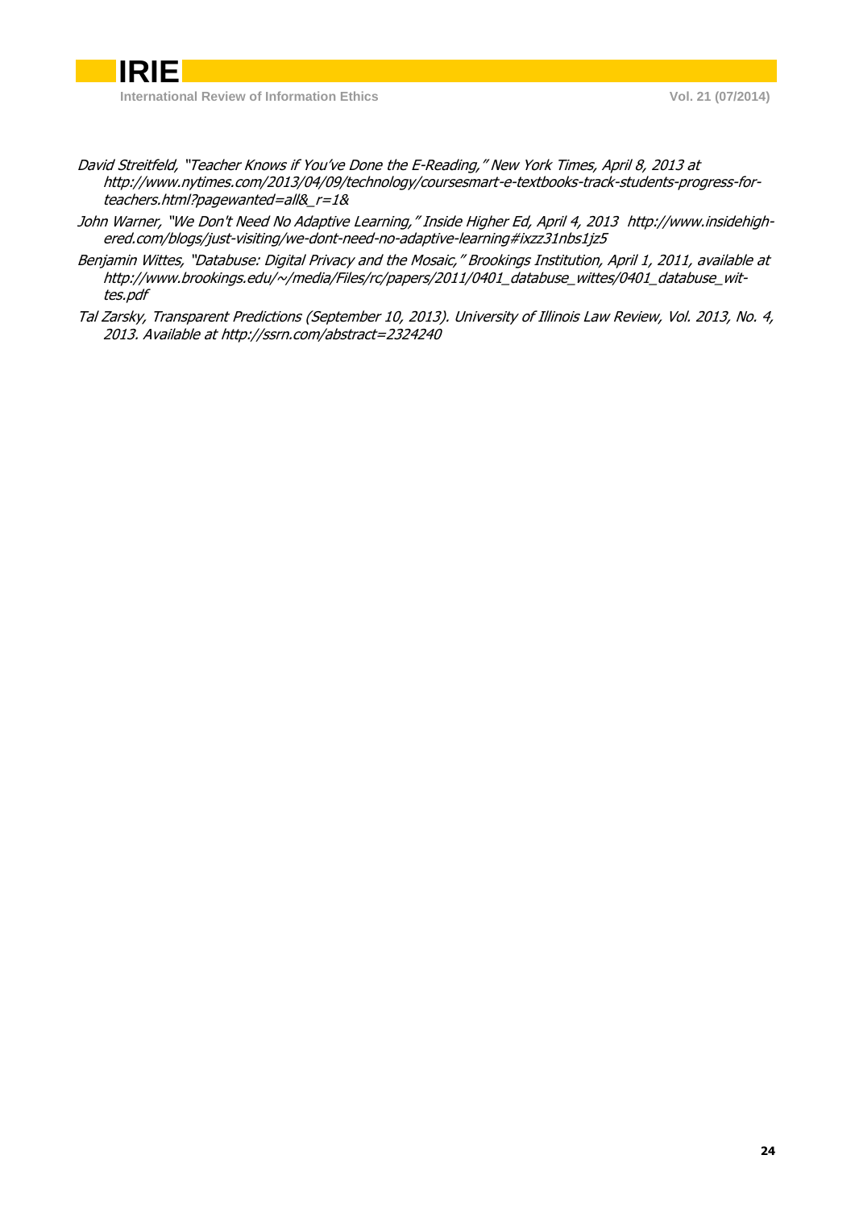*David Streitfeld, "Teacher Knows if You've Done the E-Reading," New York Times, April 8, 2013 at http://www.nytimes.com/2013/04/09/technology/coursesmart-e-textbooks-track-students-progress-for-teachers.html?pagewanted=all&_r=1&*

*John Warner, "We Don't Need No Adaptive Learning," Inside Higher Ed, April 4, 2013 http://www.insidehighered.com/blogs/just-visiting/we-dont-need-no-adaptive-learning#ixzz31nbs1jz5*

*Benjamin Wittes, "Databuse: Digital Privacy and the Mosaic," Brookings Institution, April 1, 2011, available at http://www.brookings.edu/~/media/Files/rc/papers/2011/0401_databuse_wittes/0401_databuse_wittes.pdf*

*Tal Zarsky, Transparent Predictions (September 10, 2013). University of Illinois Law Review, Vol. 2013, No. 4, 2013. Available at http://ssrn.com/abstract=2324240*